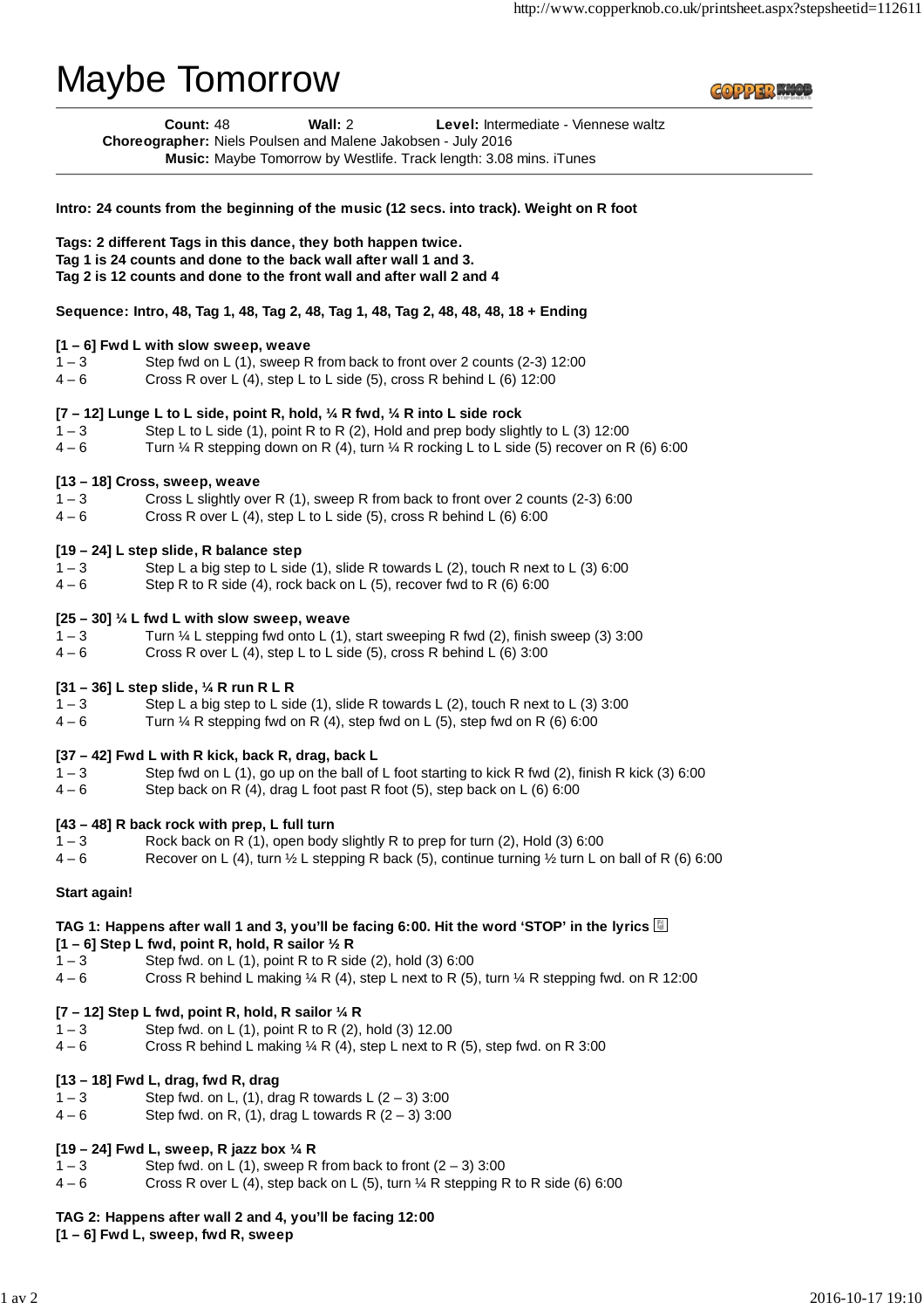# Maybe Tomorrow

**Count:** 48 **Wall:** 2 **Level:** Intermediate - Viennese waltz

**Choreographer:** Niels Poulsen and Malene Jakobsen - July 2016

**Music:** Maybe Tomorrow by Westlife. Track length: 3.08 mins. iTunes

**Intro: 24 counts from the beginning of the music (12 secs. into track). Weight on R foot**

**Tags: 2 different Tags in this dance, they both happen twice.**
**Tag 1 is 24 counts and done to the back wall after wall 1 and 3.**
**Tag 2 is 12 counts and done to the front wall and after wall 2 and 4**

**Sequence: Intro, 48, Tag 1, 48, Tag 2, 48, Tag 1, 48, Tag 2, 48, 48, 48, 18 + Ending**

**[1 – 6] Fwd L with slow sweep, weave**

| | |
|---|---|
| 1 – 3 | Step fwd on L (1), sweep R from back to front over 2 counts (2-3) 12:00 |
| 4 – 6 | Cross R over L (4), step L to L side (5), cross R behind L (6) 12:00 |

**[7 – 12] Lunge L to L side, point R, hold, ¼ R fwd, ¼ R into L side rock**

| | |
|---|---|
| 1 – 3 | Step L to L side (1), point R to R (2), Hold and prep body slightly to L (3) 12:00 |
| 4 – 6 | Turn ¼ R stepping down on R (4), turn ¼ R rocking L to L side (5) recover on R (6) 6:00 |

**[13 – 18] Cross, sweep, weave**

| | |
|---|---|
| 1 – 3 | Cross L slightly over R (1), sweep R from back to front over 2 counts (2-3) 6:00 |
| 4 – 6 | Cross R over L (4), step L to L side (5), cross R behind L (6) 6:00 |

**[19 – 24] L step slide, R balance step**

| | |
|---|---|
| 1 – 3 | Step L a big step to L side (1), slide R towards L (2), touch R next to L (3) 6:00 |
| 4 – 6 | Step R to R side (4), rock back on L (5), recover fwd to R (6) 6:00 |

**[25 – 30] ¼ L fwd L with slow sweep, weave**

| | |
|---|---|
| 1 – 3 | Turn ¼ L stepping fwd onto L (1), start sweeping R fwd (2), finish sweep (3) 3:00 |
| 4 – 6 | Cross R over L (4), step L to L side (5), cross R behind L (6) 3:00 |

**[31 – 36] L step slide, ¼ R run R L R**

| | |
|---|---|
| 1 – 3 | Step L a big step to L side (1), slide R towards L (2), touch R next to L (3) 3:00 |
| 4 – 6 | Turn ¼ R stepping fwd on R (4), step fwd on L (5), step fwd on R (6) 6:00 |

**[37 – 42] Fwd L with R kick, back R, drag, back L**

| | |
|---|---|
| 1 – 3 | Step fwd on L (1), go up on the ball of L foot starting to kick R fwd (2), finish R kick (3) 6:00 |
| 4 – 6 | Step back on R (4), drag L foot past R foot (5), step back on L (6) 6:00 |

**[43 – 48] R back rock with prep, L full turn**

| | |
|---|---|
| 1 – 3 | Rock back on R (1), open body slightly R to prep for turn (2), Hold (3) 6:00 |
| 4 – 6 | Recover on L (4), turn ½ L stepping R back (5), continue turning ½ turn L on ball of R (6) 6:00 |

**Start again!**

**TAG 1: Happens after wall 1 and 3, you'll be facing 6:00. Hit the word 'STOP' in the lyrics**

**[1 – 6] Step L fwd, point R, hold, R sailor ½ R**

| | |
|---|---|
| 1 – 3 | Step fwd. on L (1), point R to R side (2), hold (3) 6:00 |
| 4 – 6 | Cross R behind L making ¼ R (4), step L next to R (5), turn ¼ R stepping fwd. on R 12:00 |

**[7 – 12] Step L fwd, point R, hold, R sailor ¼ R**

| | |
|---|---|
| 1 – 3 | Step fwd. on L (1), point R to R (2), hold (3) 12.00 |
| 4 – 6 | Cross R behind L making ¼ R (4), step L next to R (5), step fwd. on R 3:00 |

**[13 – 18] Fwd L, drag, fwd R, drag**

| | |
|---|---|
| 1 – 3 | Step fwd. on L, (1), drag R towards L (2 – 3) 3:00 |
| 4 – 6 | Step fwd. on R, (1), drag L towards R (2 – 3) 3:00 |

**[19 – 24] Fwd L, sweep, R jazz box ¼ R**

| | |
|---|---|
| 1 – 3 | Step fwd. on L (1), sweep R from back to front (2 – 3) 3:00 |
| 4 – 6 | Cross R over L (4), step back on L (5), turn ¼ R stepping R to R side (6) 6:00 |

**TAG 2: Happens after wall 2 and 4, you'll be facing 12:00**

**[1 – 6] Fwd L, sweep, fwd R, sweep**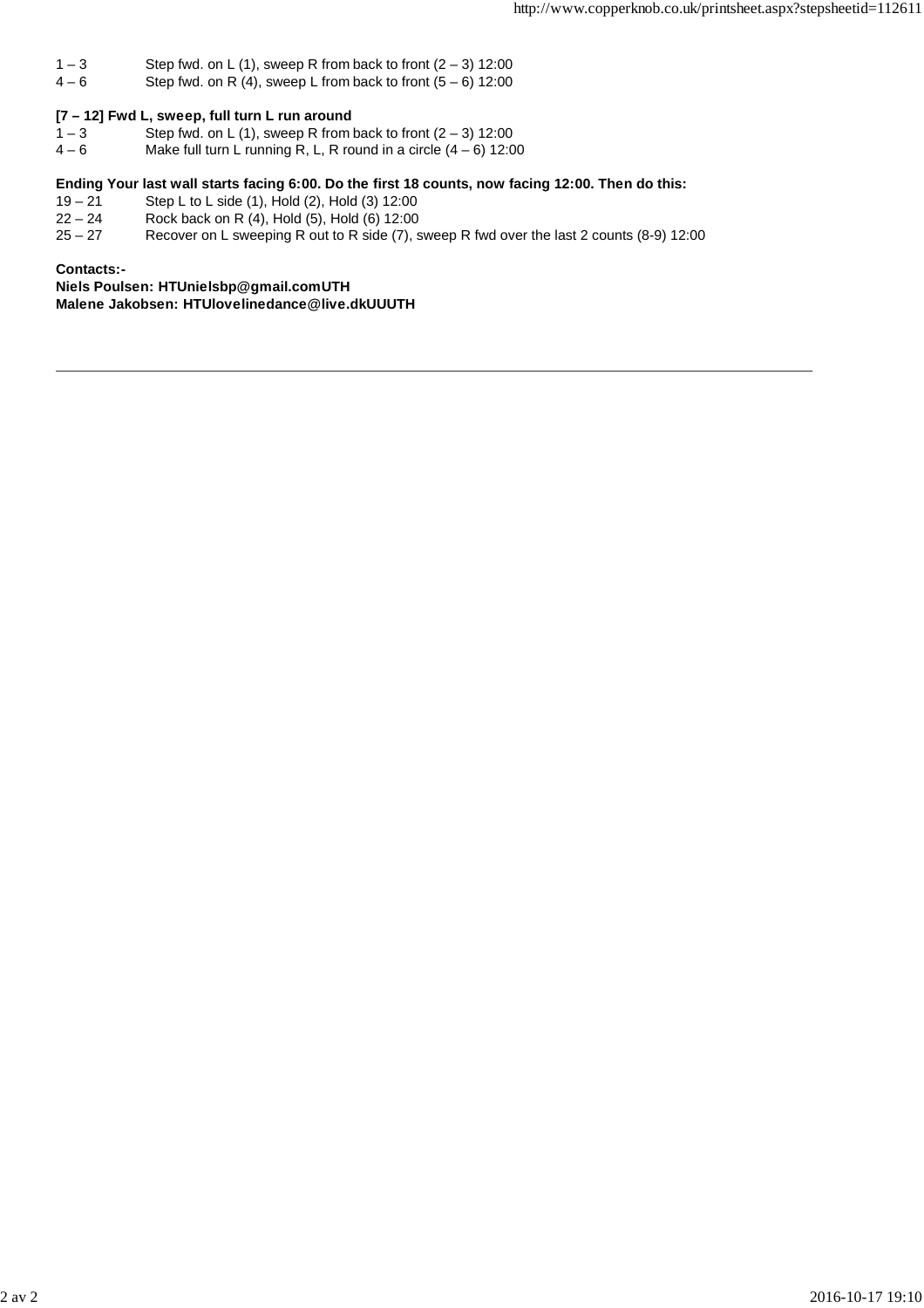1 – 3	Step fwd. on L (1), sweep R from back to front (2 – 3) 12:00
4 – 6	Step fwd. on R (4), sweep L from back to front (5 – 6) 12:00

**[7 – 12] Fwd L, sweep, full turn L run around**
1 – 3	Step fwd. on L (1), sweep R from back to front (2 – 3) 12:00
4 – 6	Make full turn L running R, L, R round in a circle (4 – 6) 12:00

**Ending Your last wall starts facing 6:00. Do the first 18 counts, now facing 12:00. Then do this:**
19 – 21	Step L to L side (1), Hold (2), Hold (3) 12:00
22 – 24	Rock back on R (4), Hold (5), Hold (6) 12:00
25 – 27	Recover on L sweeping R out to R side (7), sweep R fwd over the last 2 counts (8-9) 12:00

**Contacts:-**
**Niels Poulsen: HTUnielsbp@gmail.comUTH**
**Malene Jakobsen: HTUlovelinedance@live.dkUUUTH**

---